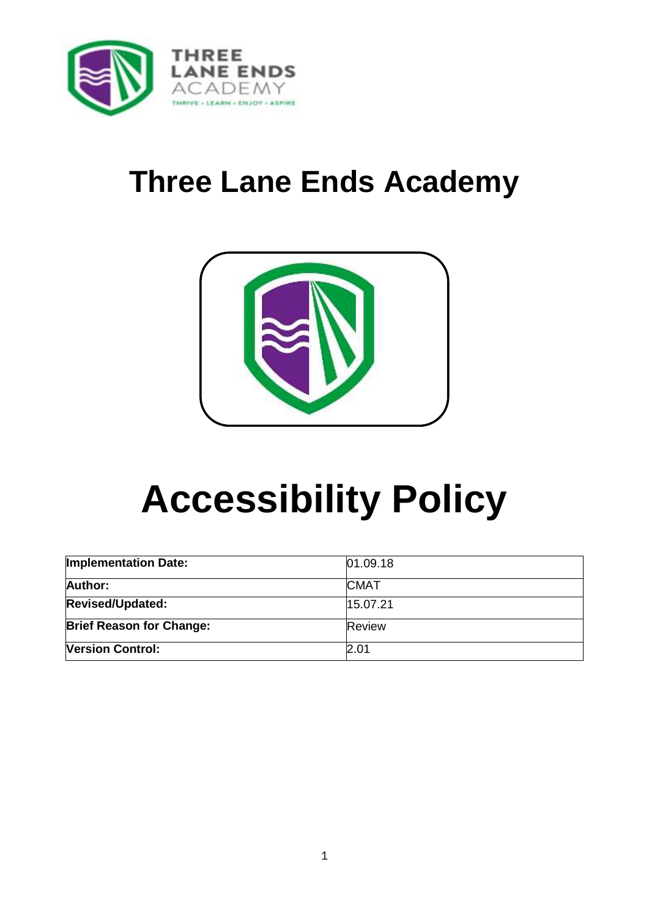# Three Lane Ends Academy

# Accessibility Policy

| Implementation Date: | 01.09.18 |
|---|---|
| Author: | CMAT |
| Revised/Updated: | 15.07.21 |
| Brief Reason for Change: | Review |
| Version Control: | 2.01 |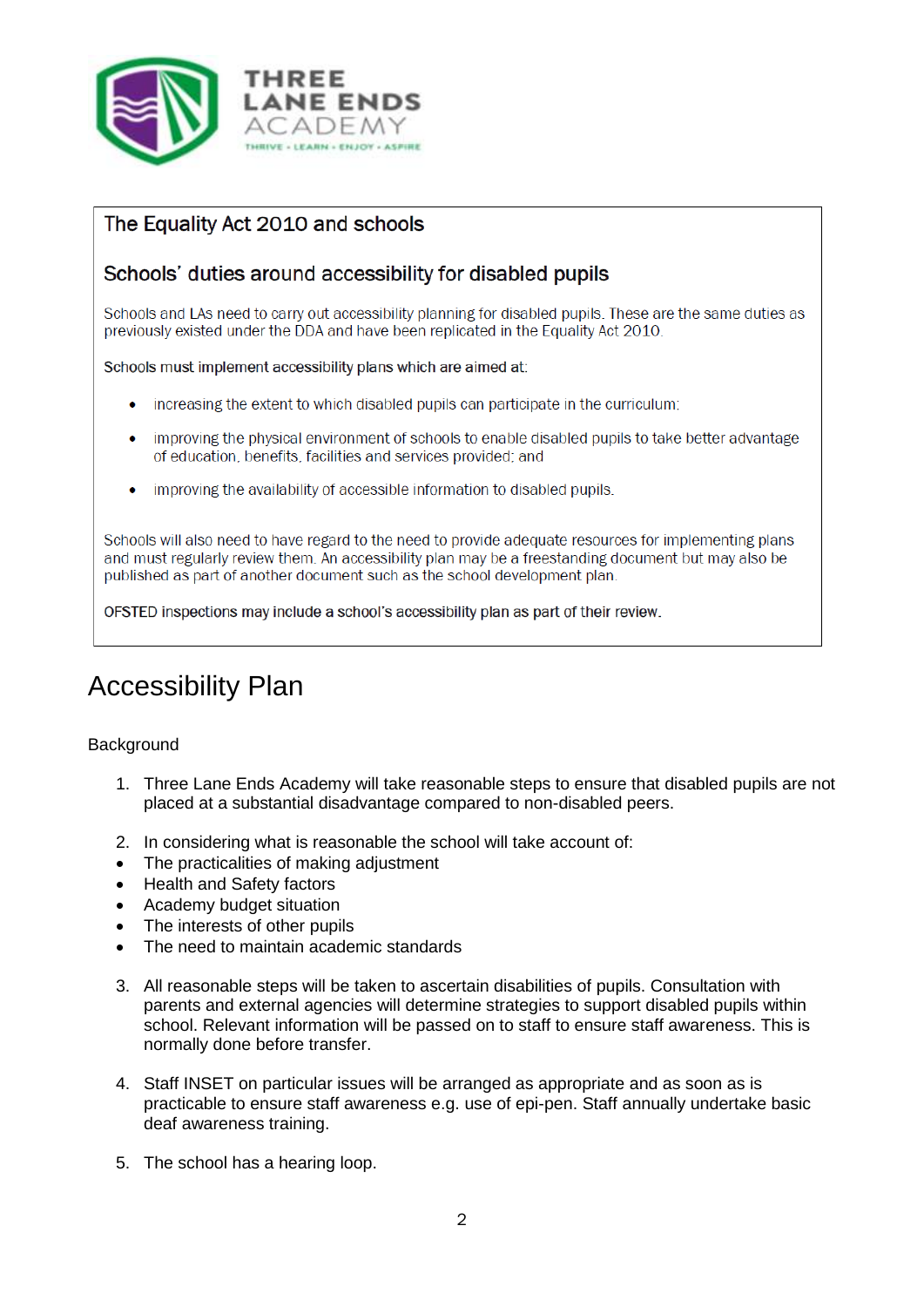THREE LANE ENDS ACADEMY

THRIVE • LEARN • ENJOY • ASPIRE

## The Equality Act 2010 and schools

### Schools' duties around accessibility for disabled pupils

Schools and LAs need to carry out accessibility planning for disabled pupils. These are the same duties as previously existed under the DDA and have been replicated in the Equality Act 2010.

Schools must implement accessibility plans which are aimed at:

- increasing the extent to which disabled pupils can participate in the curriculum;
- improving the physical environment of schools to enable disabled pupils to take better advantage of education, benefits, facilities and services provided; and
- improving the availability of accessible information to disabled pupils.

Schools will also need to have regard to the need to provide adequate resources for implementing plans and must regularly review them. An accessibility plan may be a freestanding document but may also be published as part of another document such as the school development plan.

OFSTED inspections may include a school's accessibility plan as part of their review.

# Accessibility Plan

Background

1. Three Lane Ends Academy will take reasonable steps to ensure that disabled pupils are not placed at a substantial disadvantage compared to non-disabled peers.

2. In considering what is reasonable the school will take account of:
   - The practicalities of making adjustment
   - Health and Safety factors
   - Academy budget situation
   - The interests of other pupils
   - The need to maintain academic standards

3. All reasonable steps will be taken to ascertain disabilities of pupils. Consultation with parents and external agencies will determine strategies to support disabled pupils within school. Relevant information will be passed on to staff to ensure staff awareness. This is normally done before transfer.

4. Staff INSET on particular issues will be arranged as appropriate and as soon as is practicable to ensure staff awareness e.g. use of epi-pen. Staff annually undertake basic deaf awareness training.

5. The school has a hearing loop.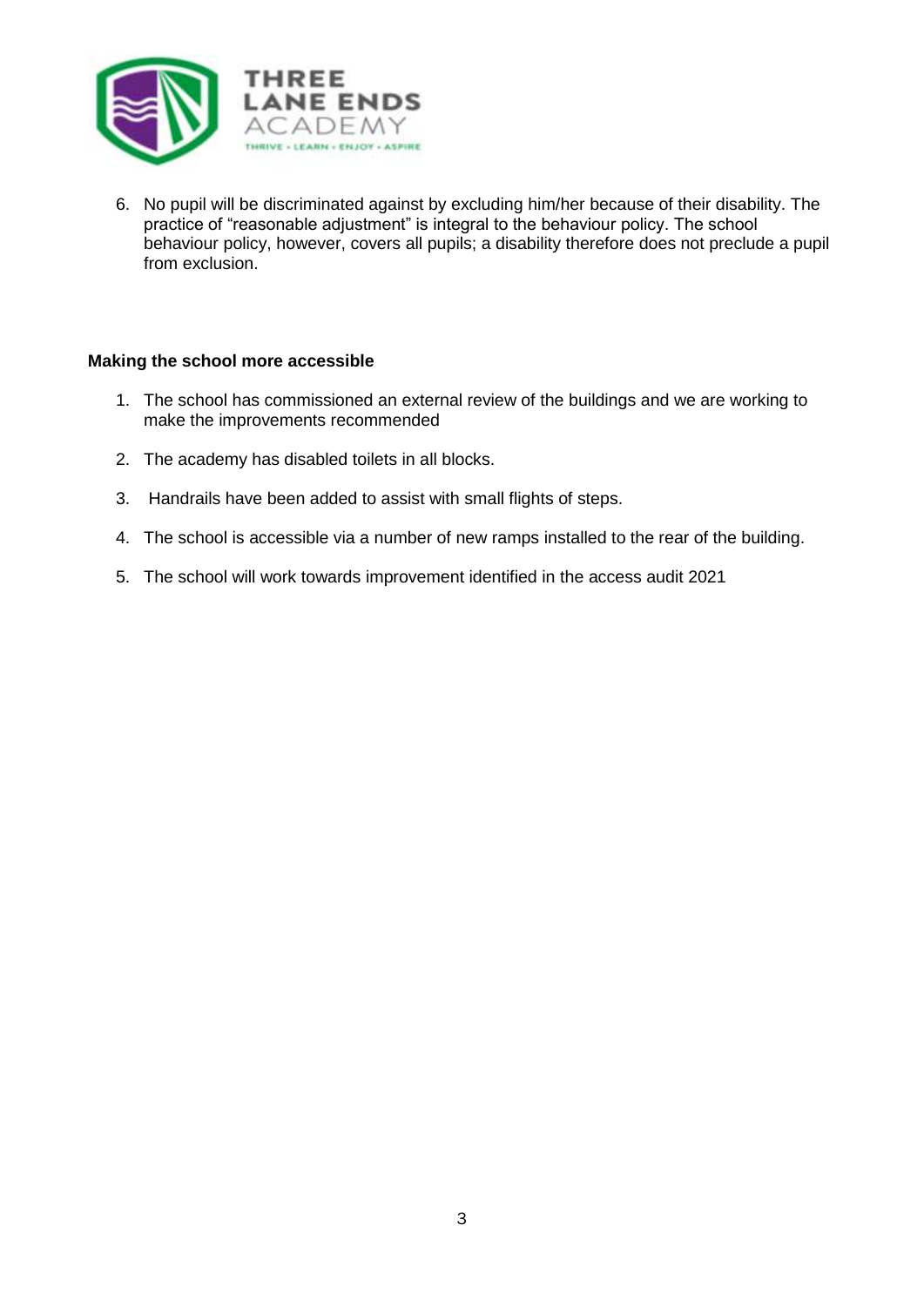6. No pupil will be discriminated against by excluding him/her because of their disability. The practice of "reasonable adjustment" is integral to the behaviour policy. The school behaviour policy, however, covers all pupils; a disability therefore does not preclude a pupil from exclusion.

**Making the school more accessible**

1. The school has commissioned an external review of the buildings and we are working to make the improvements recommended
2. The academy has disabled toilets in all blocks.
3. Handrails have been added to assist with small flights of steps.
4. The school is accessible via a number of new ramps installed to the rear of the building.
5. The school will work towards improvement identified in the access audit 2021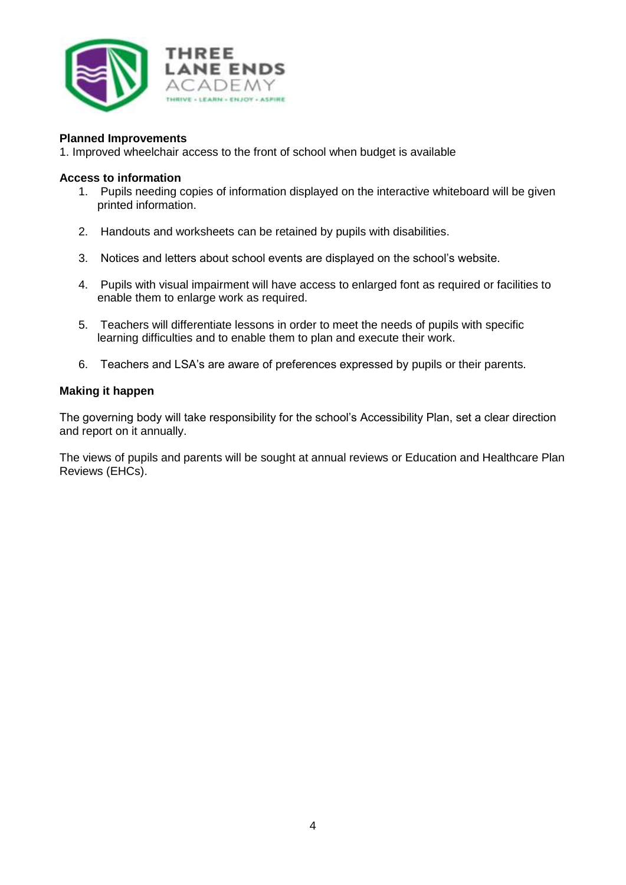**Planned Improvements**

1. Improved wheelchair access to the front of school when budget is available

**Access to information**

1. Pupils needing copies of information displayed on the interactive whiteboard will be given printed information.
2. Handouts and worksheets can be retained by pupils with disabilities.
3. Notices and letters about school events are displayed on the school's website.
4. Pupils with visual impairment will have access to enlarged font as required or facilities to enable them to enlarge work as required.
5. Teachers will differentiate lessons in order to meet the needs of pupils with specific learning difficulties and to enable them to plan and execute their work.
6. Teachers and LSA's are aware of preferences expressed by pupils or their parents.

**Making it happen**

The governing body will take responsibility for the school's Accessibility Plan, set a clear direction and report on it annually.

The views of pupils and parents will be sought at annual reviews or Education and Healthcare Plan Reviews (EHCs).